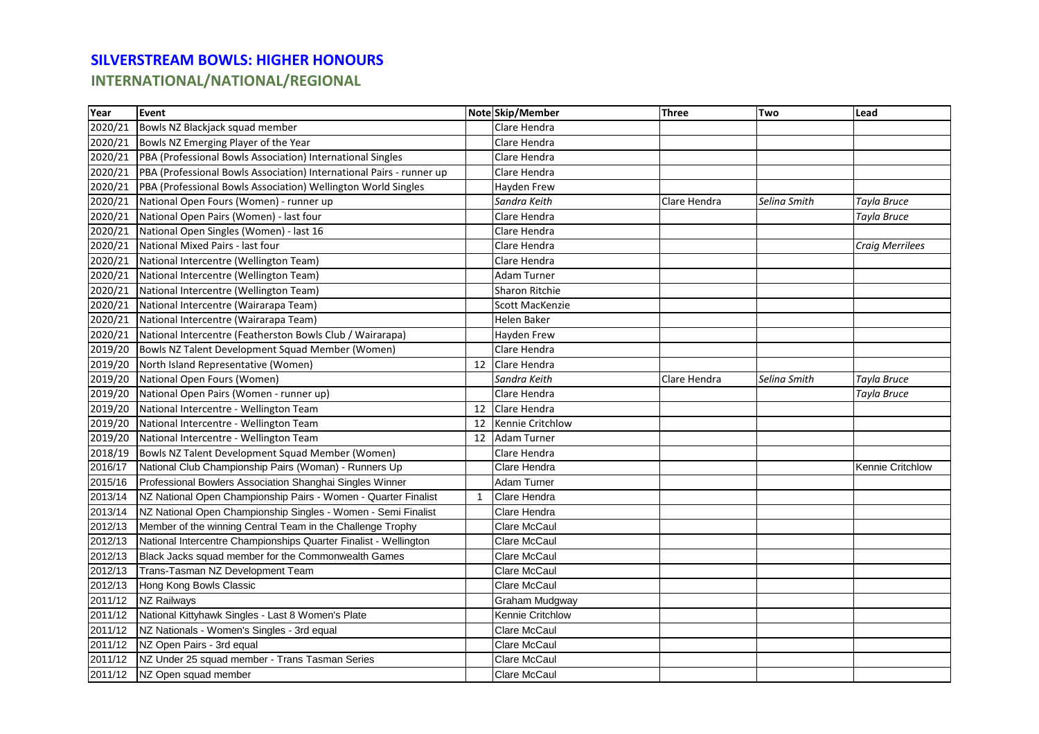# SILVERSTREAM BOWLS: HIGHER HONOURS

## INTERNATIONAL/NATIONAL/REGIONAL

| Year | Event | Note | Skip/Member | Three | Two | Lead |
|---|---|---|---|---|---|---|
| 2020/21 | Bowls NZ Blackjack squad member | | Clare Hendra | | | |
| 2020/21 | Bowls NZ Emerging Player of the Year | | Clare Hendra | | | |
| 2020/21 | PBA (Professional Bowls Association) International Singles | | Clare Hendra | | | |
| 2020/21 | PBA (Professional Bowls Association) International Pairs - runner up | | Clare Hendra | | | |
| 2020/21 | PBA (Professional Bowls Association) Wellington World Singles | | Hayden Frew | | | |
| 2020/21 | National Open Fours (Women) - runner up | | *Sandra Keith* | Clare Hendra | *Selina Smith* | *Tayla Bruce* |
| 2020/21 | National Open Pairs (Women) - last four | | Clare Hendra | | | *Tayla Bruce* |
| 2020/21 | National Open Singles (Women) - last 16 | | Clare Hendra | | | |
| 2020/21 | National Mixed Pairs - last four | | Clare Hendra | | | *Craig Merrilees* |
| 2020/21 | National Intercentre (Wellington Team) | | Clare Hendra | | | |
| 2020/21 | National Intercentre (Wellington Team) | | Adam Turner | | | |
| 2020/21 | National Intercentre (Wellington Team) | | Sharon Ritchie | | | |
| 2020/21 | National Intercentre (Wairarapa Team) | | Scott MacKenzie | | | |
| 2020/21 | National Intercentre (Wairarapa Team) | | Helen Baker | | | |
| 2020/21 | National Intercentre (Featherston Bowls Club / Wairarapa) | | Hayden Frew | | | |
| 2019/20 | Bowls NZ Talent Development Squad Member (Women) | | Clare Hendra | | | |
| 2019/20 | North Island Representative (Women) | 12 | Clare Hendra | | | |
| 2019/20 | National Open Fours (Women) | | *Sandra Keith* | Clare Hendra | *Selina Smith* | *Tayla Bruce* |
| 2019/20 | National Open Pairs (Women - runner up) | | Clare Hendra | | | *Tayla Bruce* |
| 2019/20 | National Intercentre - Wellington Team | 12 | Clare Hendra | | | |
| 2019/20 | National Intercentre - Wellington Team | 12 | Kennie Critchlow | | | |
| 2019/20 | National Intercentre - Wellington Team | 12 | Adam Turner | | | |
| 2018/19 | Bowls NZ Talent Development Squad Member (Women) | | Clare Hendra | | | |
| 2016/17 | National Club Championship Pairs (Woman) - Runners Up | | Clare Hendra | | | Kennie Critchlow |
| 2015/16 | Professional Bowlers Association Shanghai Singles Winner | | Adam Turner | | | |
| 2013/14 | NZ National Open Championship Pairs - Women - Quarter Finalist | 1 | Clare Hendra | | | |
| 2013/14 | NZ National Open Championship Singles - Women - Semi Finalist | | Clare Hendra | | | |
| 2012/13 | Member of the winning Central Team in the Challenge Trophy | | Clare McCaul | | | |
| 2012/13 | National Intercentre Championships Quarter Finalist - Wellington | | Clare McCaul | | | |
| 2012/13 | Black Jacks squad member for the Commonwealth Games | | Clare McCaul | | | |
| 2012/13 | Trans-Tasman NZ Development Team | | Clare McCaul | | | |
| 2012/13 | Hong Kong Bowls Classic | | Clare McCaul | | | |
| 2011/12 | NZ Railways | | Graham Mudgway | | | |
| 2011/12 | National Kittyhawk Singles - Last 8 Women's Plate | | Kennie Critchlow | | | |
| 2011/12 | NZ Nationals - Women's Singles - 3rd equal | | Clare McCaul | | | |
| 2011/12 | NZ Open Pairs - 3rd equal | | Clare McCaul | | | |
| 2011/12 | NZ Under 25 squad member - Trans Tasman Series | | Clare McCaul | | | |
| 2011/12 | NZ Open squad member | | Clare McCaul | | | |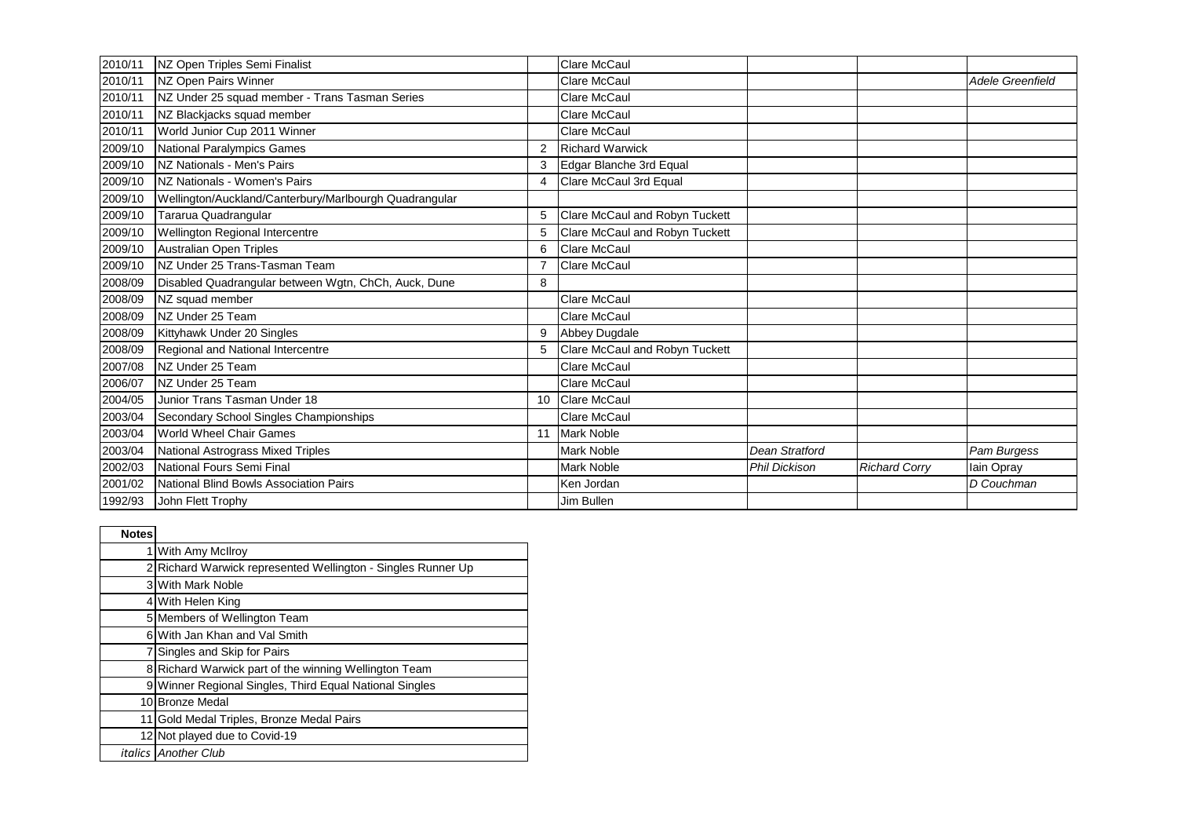| | | | | | | |
|---|---|---|---|---|---|---|
| 2010/11 | NZ Open Triples Semi Finalist | | Clare McCaul | | | |
| 2010/11 | NZ Open Pairs Winner | | Clare McCaul | | | *Adele Greenfield* |
| 2010/11 | NZ Under 25 squad member - Trans Tasman Series | | Clare McCaul | | | |
| 2010/11 | NZ Blackjacks squad member | | Clare McCaul | | | |
| 2010/11 | World Junior Cup 2011 Winner | | Clare McCaul | | | |
| 2009/10 | National Paralympics Games | 2 | Richard Warwick | | | |
| 2009/10 | NZ Nationals - Men's Pairs | 3 | Edgar Blanche 3rd Equal | | | |
| 2009/10 | NZ Nationals - Women's Pairs | 4 | Clare McCaul 3rd Equal | | | |
| 2009/10 | Wellington/Auckland/Canterbury/Marlbourgh Quadrangular | | | | | |
| 2009/10 | Tararua Quadrangular | 5 | Clare McCaul and Robyn Tuckett | | | |
| 2009/10 | Wellington Regional Intercentre | 5 | Clare McCaul and Robyn Tuckett | | | |
| 2009/10 | Australian Open Triples | 6 | Clare McCaul | | | |
| 2009/10 | NZ Under 25 Trans-Tasman Team | 7 | Clare McCaul | | | |
| 2008/09 | Disabled Quadrangular between Wgtn, ChCh, Auck, Dune | 8 | | | | |
| 2008/09 | NZ squad member | | Clare McCaul | | | |
| 2008/09 | NZ Under 25 Team | | Clare McCaul | | | |
| 2008/09 | Kittyhawk Under 20 Singles | 9 | Abbey Dugdale | | | |
| 2008/09 | Regional and National Intercentre | 5 | Clare McCaul and Robyn Tuckett | | | |
| 2007/08 | NZ Under 25 Team | | Clare McCaul | | | |
| 2006/07 | NZ Under 25 Team | | Clare McCaul | | | |
| 2004/05 | Junior Trans Tasman Under 18 | 10 | Clare McCaul | | | |
| 2003/04 | Secondary School Singles Championships | | Clare McCaul | | | |
| 2003/04 | World Wheel Chair Games | 11 | Mark Noble | | | |
| 2003/04 | National Astrograss Mixed Triples | | Mark Noble | *Dean Stratford* | | *Pam Burgess* |
| 2002/03 | National Fours Semi Final | | Mark Noble | *Phil Dickison* | *Richard Corry* | Iain Opray |
| 2001/02 | National Blind Bowls Association Pairs | | Ken Jordan | | | *D Couchman* |
| 1992/93 | John Flett Trophy | | Jim Bullen | | | |

| Notes | |
|---|---|
| 1 | With Amy McIlroy |
| 2 | Richard Warwick represented Wellington - Singles Runner Up |
| 3 | With Mark Noble |
| 4 | With Helen King |
| 5 | Members of Wellington Team |
| 6 | With Jan Khan and Val Smith |
| 7 | Singles and Skip for Pairs |
| 8 | Richard Warwick part of the winning Wellington Team |
| 9 | Winner Regional Singles, Third Equal National Singles |
| 10 | Bronze Medal |
| 11 | Gold Medal Triples, Bronze Medal Pairs |
| 12 | Not played due to Covid-19 |
| *italics* | *Another Club* |